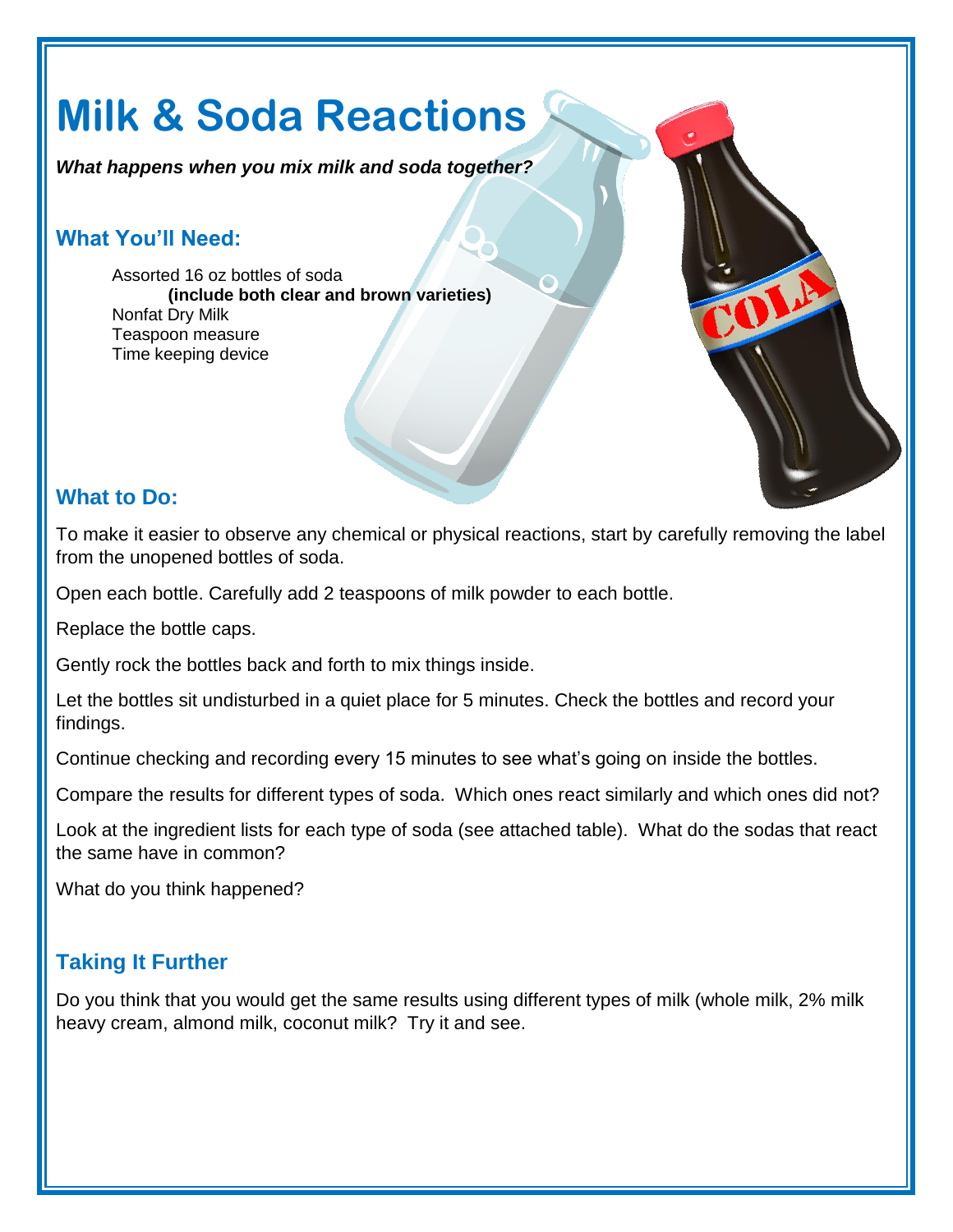# Milk & Soda Reactions

***What happens when you mix milk and soda together?***

## What You'll Need:

Assorted 16 oz bottles of soda
**(include both clear and brown varieties)**
Nonfat Dry Milk
Teaspoon measure
Time keeping device

## What to Do:

To make it easier to observe any chemical or physical reactions, start by carefully removing the label from the unopened bottles of soda.

Open each bottle. Carefully add 2 teaspoons of milk powder to each bottle.

Replace the bottle caps.

Gently rock the bottles back and forth to mix things inside.

Let the bottles sit undisturbed in a quiet place for 5 minutes. Check the bottles and record your findings.

Continue checking and recording every 15 minutes to see what's going on inside the bottles.

Compare the results for different types of soda. Which ones react similarly and which ones did not?

Look at the ingredient lists for each type of soda (see attached table). What do the sodas that react the same have in common?

What do you think happened?

## Taking It Further

Do you think that you would get the same results using different types of milk (whole milk, 2% milk heavy cream, almond milk, coconut milk? Try it and see.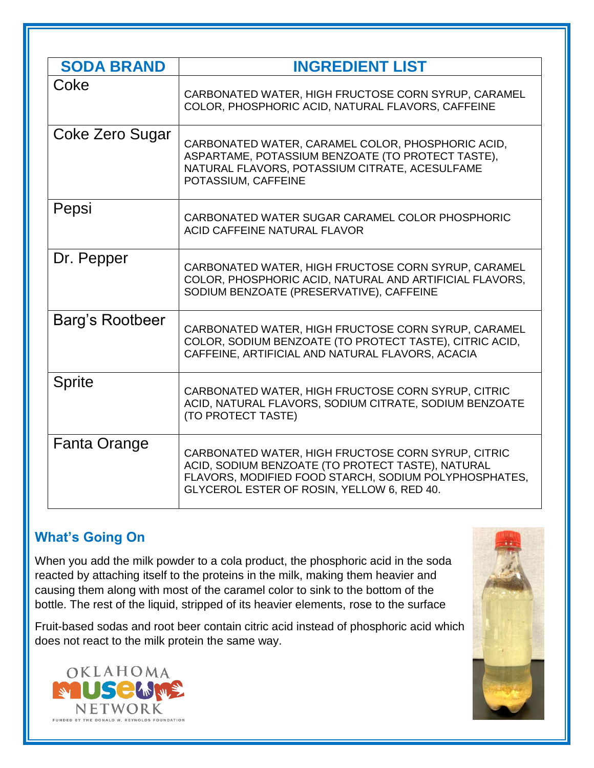| SODA BRAND | INGREDIENT LIST |
|---|---|
| Coke | CARBONATED WATER, HIGH FRUCTOSE CORN SYRUP, CARAMEL COLOR, PHOSPHORIC ACID, NATURAL FLAVORS, CAFFEINE |
| Coke Zero Sugar | CARBONATED WATER, CARAMEL COLOR, PHOSPHORIC ACID, ASPARTAME, POTASSIUM BENZOATE (TO PROTECT TASTE), NATURAL FLAVORS, POTASSIUM CITRATE, ACESULFAME POTASSIUM, CAFFEINE |
| Pepsi | CARBONATED WATER SUGAR CARAMEL COLOR PHOSPHORIC ACID CAFFEINE NATURAL FLAVOR |
| Dr. Pepper | CARBONATED WATER, HIGH FRUCTOSE CORN SYRUP, CARAMEL COLOR, PHOSPHORIC ACID, NATURAL AND ARTIFICIAL FLAVORS, SODIUM BENZOATE (PRESERVATIVE), CAFFEINE |
| Barg's Rootbeer | CARBONATED WATER, HIGH FRUCTOSE CORN SYRUP, CARAMEL COLOR, SODIUM BENZOATE (TO PROTECT TASTE), CITRIC ACID, CAFFEINE, ARTIFICIAL AND NATURAL FLAVORS, ACACIA |
| Sprite | CARBONATED WATER, HIGH FRUCTOSE CORN SYRUP, CITRIC ACID, NATURAL FLAVORS, SODIUM CITRATE, SODIUM BENZOATE (TO PROTECT TASTE) |
| Fanta Orange | CARBONATED WATER, HIGH FRUCTOSE CORN SYRUP, CITRIC ACID, SODIUM BENZOATE (TO PROTECT TASTE), NATURAL FLAVORS, MODIFIED FOOD STARCH, SODIUM POLYPHOSPHATES, GLYCEROL ESTER OF ROSIN, YELLOW 6, RED 40. |

## What's Going On

When you add the milk powder to a cola product, the phosphoric acid in the soda reacted by attaching itself to the proteins in the milk, making them heavier and causing them along with most of the caramel color to sink to the bottom of the bottle. The rest of the liquid, stripped of its heavier elements, rose to the surface

Fruit-based sodas and root beer contain citric acid instead of phosphoric acid which does not react to the milk protein the same way.

OKLAHOMA MUSEUMS NETWORK

FUNDED BY THE DONALD W. REYNOLDS FOUNDATION